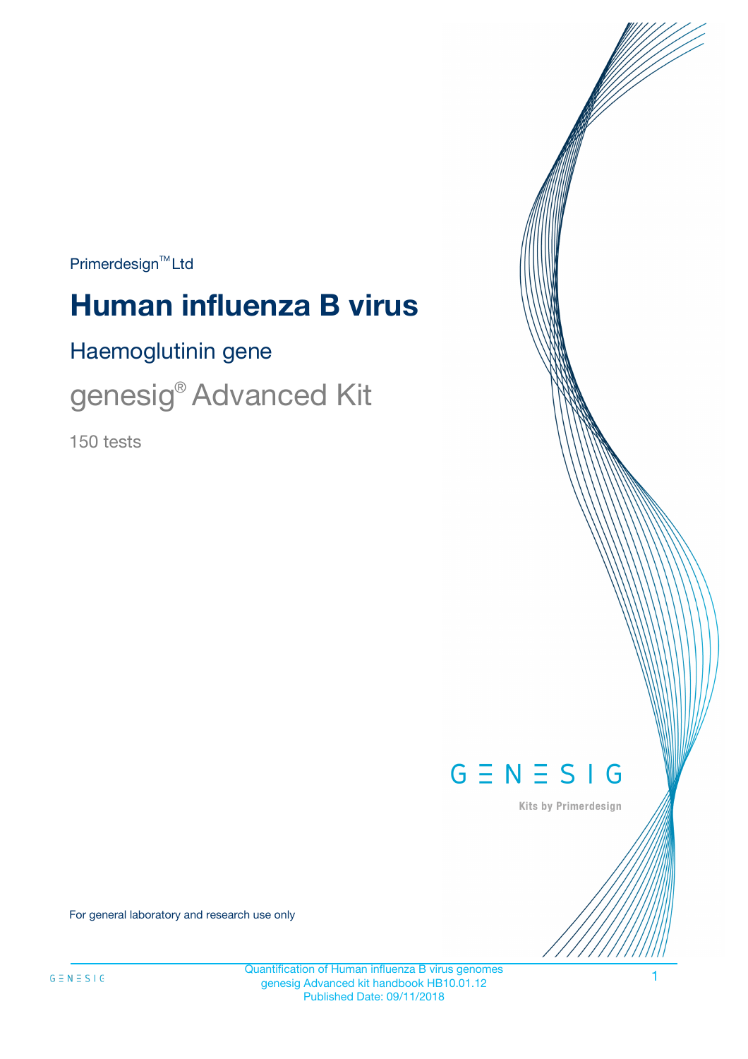Primerdesign™ Ltd

# Human influenza B virus

## Haemoglutinin gene

## genesig® Advanced Kit

150 tests

For general laboratory and research use only

Quantification of Human influenza B virus genomes
genesig Advanced kit handbook HB10.01.12
Published Date: 09/11/2018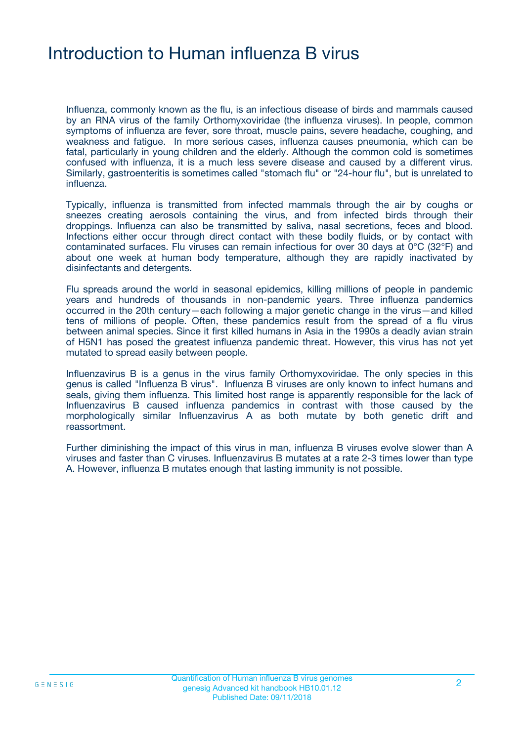# Introduction to Human influenza B virus

Influenza, commonly known as the flu, is an infectious disease of birds and mammals caused by an RNA virus of the family Orthomyxoviridae (the influenza viruses). In people, common symptoms of influenza are fever, sore throat, muscle pains, severe headache, coughing, and weakness and fatigue. In more serious cases, influenza causes pneumonia, which can be fatal, particularly in young children and the elderly. Although the common cold is sometimes confused with influenza, it is a much less severe disease and caused by a different virus. Similarly, gastroenteritis is sometimes called "stomach flu" or "24-hour flu", but is unrelated to influenza.

Typically, influenza is transmitted from infected mammals through the air by coughs or sneezes creating aerosols containing the virus, and from infected birds through their droppings. Influenza can also be transmitted by saliva, nasal secretions, feces and blood. Infections either occur through direct contact with these bodily fluids, or by contact with contaminated surfaces. Flu viruses can remain infectious for over 30 days at 0°C (32°F) and about one week at human body temperature, although they are rapidly inactivated by disinfectants and detergents.

Flu spreads around the world in seasonal epidemics, killing millions of people in pandemic years and hundreds of thousands in non-pandemic years. Three influenza pandemics occurred in the 20th century—each following a major genetic change in the virus—and killed tens of millions of people. Often, these pandemics result from the spread of a flu virus between animal species. Since it first killed humans in Asia in the 1990s a deadly avian strain of H5N1 has posed the greatest influenza pandemic threat. However, this virus has not yet mutated to spread easily between people.

Influenzavirus B is a genus in the virus family Orthomyxoviridae. The only species in this genus is called "Influenza B virus". Influenza B viruses are only known to infect humans and seals, giving them influenza. This limited host range is apparently responsible for the lack of Influenzavirus B caused influenza pandemics in contrast with those caused by the morphologically similar Influenzavirus A as both mutate by both genetic drift and reassortment.

Further diminishing the impact of this virus in man, influenza B viruses evolve slower than A viruses and faster than C viruses. Influenzavirus B mutates at a rate 2-3 times lower than type A. However, influenza B mutates enough that lasting immunity is not possible.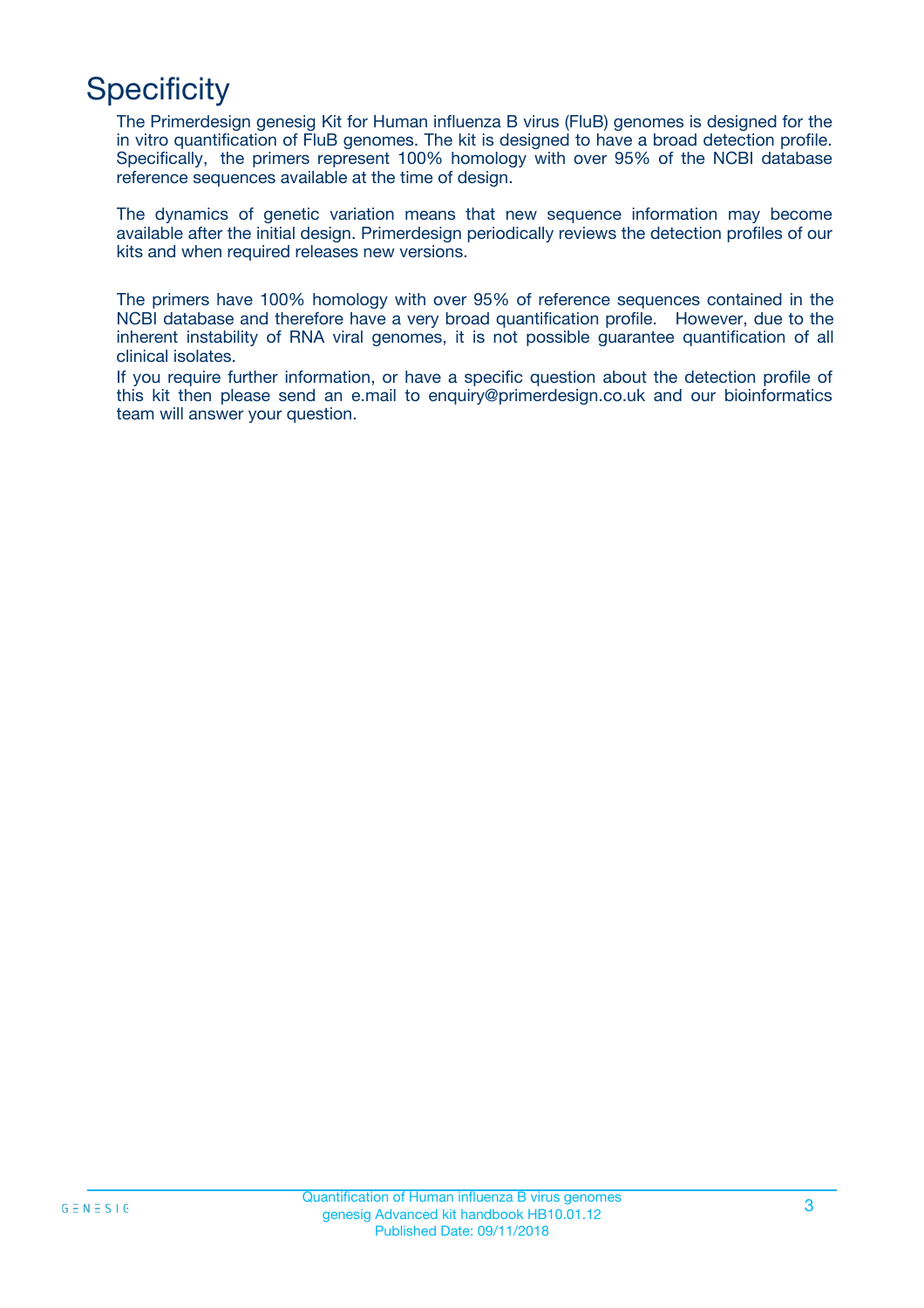# Specificity

The Primerdesign genesig Kit for Human influenza B virus (FluB) genomes is designed for the in vitro quantification of FluB genomes. The kit is designed to have a broad detection profile. Specifically, the primers represent 100% homology with over 95% of the NCBI database reference sequences available at the time of design.

The dynamics of genetic variation means that new sequence information may become available after the initial design. Primerdesign periodically reviews the detection profiles of our kits and when required releases new versions.

The primers have 100% homology with over 95% of reference sequences contained in the NCBI database and therefore have a very broad quantification profile. However, due to the inherent instability of RNA viral genomes, it is not possible guarantee quantification of all clinical isolates.

If you require further information, or have a specific question about the detection profile of this kit then please send an e.mail to enquiry@primerdesign.co.uk and our bioinformatics team will answer your question.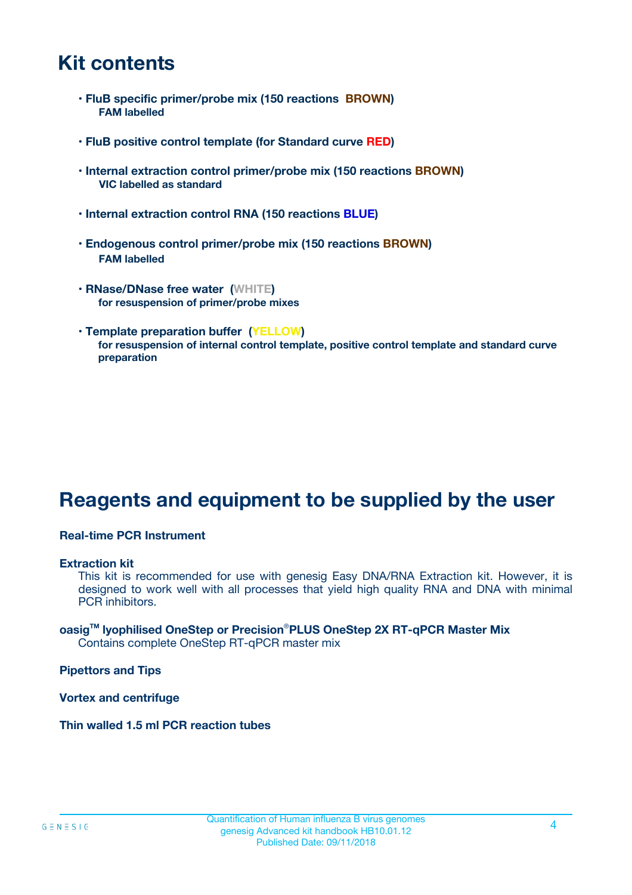# Kit contents

- **FluB specific primer/probe mix (150 reactions BROWN)**
  **FAM labelled**

- **FluB positive control template (for Standard curve RED)**

- **Internal extraction control primer/probe mix (150 reactions BROWN)**
  **VIC labelled as standard**

- **Internal extraction control RNA (150 reactions BLUE)**

- **Endogenous control primer/probe mix (150 reactions BROWN)**
  **FAM labelled**

- **RNase/DNase free water (WHITE)**
  **for resuspension of primer/probe mixes**

- **Template preparation buffer (YELLOW)**
  **for resuspension of internal control template, positive control template and standard curve preparation**

# Reagents and equipment to be supplied by the user

**Real-time PCR Instrument**

**Extraction kit**
This kit is recommended for use with genesig Easy DNA/RNA Extraction kit. However, it is designed to work well with all processes that yield high quality RNA and DNA with minimal PCR inhibitors.

**oasig™ lyophilised OneStep or Precision®PLUS OneStep 2X RT-qPCR Master Mix**
Contains complete OneStep RT-qPCR master mix

**Pipettors and Tips**

**Vortex and centrifuge**

**Thin walled 1.5 ml PCR reaction tubes**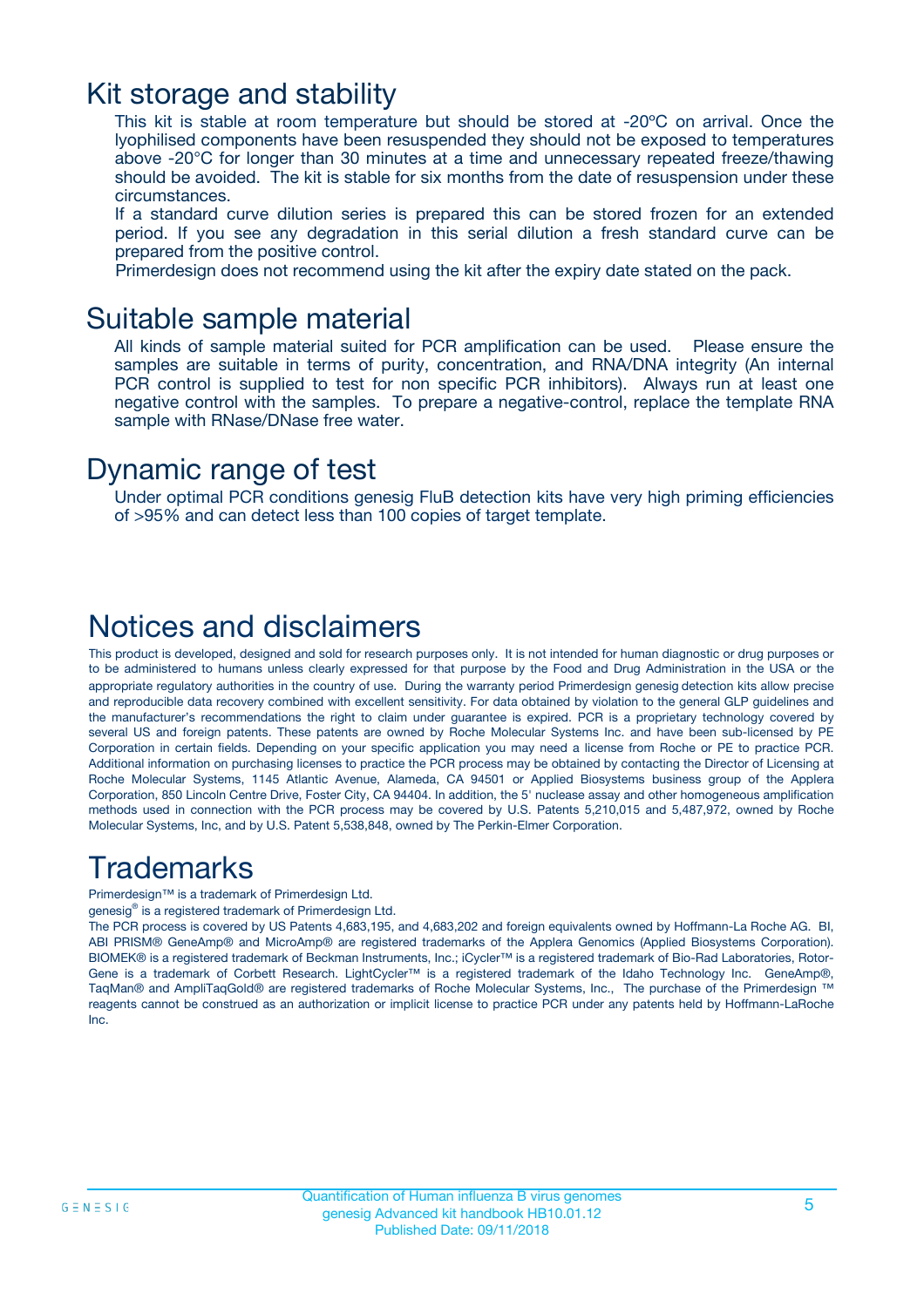# Kit storage and stability

This kit is stable at room temperature but should be stored at -20ºC on arrival. Once the lyophilised components have been resuspended they should not be exposed to temperatures above -20°C for longer than 30 minutes at a time and unnecessary repeated freeze/thawing should be avoided. The kit is stable for six months from the date of resuspension under these circumstances.

If a standard curve dilution series is prepared this can be stored frozen for an extended period. If you see any degradation in this serial dilution a fresh standard curve can be prepared from the positive control.

Primerdesign does not recommend using the kit after the expiry date stated on the pack.

# Suitable sample material

All kinds of sample material suited for PCR amplification can be used. Please ensure the samples are suitable in terms of purity, concentration, and RNA/DNA integrity (An internal PCR control is supplied to test for non specific PCR inhibitors). Always run at least one negative control with the samples. To prepare a negative-control, replace the template RNA sample with RNase/DNase free water.

# Dynamic range of test

Under optimal PCR conditions genesig FluB detection kits have very high priming efficiencies of >95% and can detect less than 100 copies of target template.

# Notices and disclaimers

This product is developed, designed and sold for research purposes only. It is not intended for human diagnostic or drug purposes or to be administered to humans unless clearly expressed for that purpose by the Food and Drug Administration in the USA or the appropriate regulatory authorities in the country of use. During the warranty period Primerdesign genesig detection kits allow precise and reproducible data recovery combined with excellent sensitivity. For data obtained by violation to the general GLP guidelines and the manufacturer's recommendations the right to claim under guarantee is expired. PCR is a proprietary technology covered by several US and foreign patents. These patents are owned by Roche Molecular Systems Inc. and have been sub-licensed by PE Corporation in certain fields. Depending on your specific application you may need a license from Roche or PE to practice PCR. Additional information on purchasing licenses to practice the PCR process may be obtained by contacting the Director of Licensing at Roche Molecular Systems, 1145 Atlantic Avenue, Alameda, CA 94501 or Applied Biosystems business group of the Applera Corporation, 850 Lincoln Centre Drive, Foster City, CA 94404. In addition, the 5' nuclease assay and other homogeneous amplification methods used in connection with the PCR process may be covered by U.S. Patents 5,210,015 and 5,487,972, owned by Roche Molecular Systems, Inc, and by U.S. Patent 5,538,848, owned by The Perkin-Elmer Corporation.

# Trademarks

Primerdesign™ is a trademark of Primerdesign Ltd.

genesig® is a registered trademark of Primerdesign Ltd.

The PCR process is covered by US Patents 4,683,195, and 4,683,202 and foreign equivalents owned by Hoffmann-La Roche AG. BI, ABI PRISM® GeneAmp® and MicroAmp® are registered trademarks of the Applera Genomics (Applied Biosystems Corporation). BIOMEK® is a registered trademark of Beckman Instruments, Inc.; iCycler™ is a registered trademark of Bio-Rad Laboratories, Rotor-Gene is a trademark of Corbett Research. LightCycler™ is a registered trademark of the Idaho Technology Inc. GeneAmp®, TaqMan® and AmpliTaqGold® are registered trademarks of Roche Molecular Systems, Inc., The purchase of the Primerdesign ™ reagents cannot be construed as an authorization or implicit license to practice PCR under any patents held by Hoffmann-LaRoche Inc.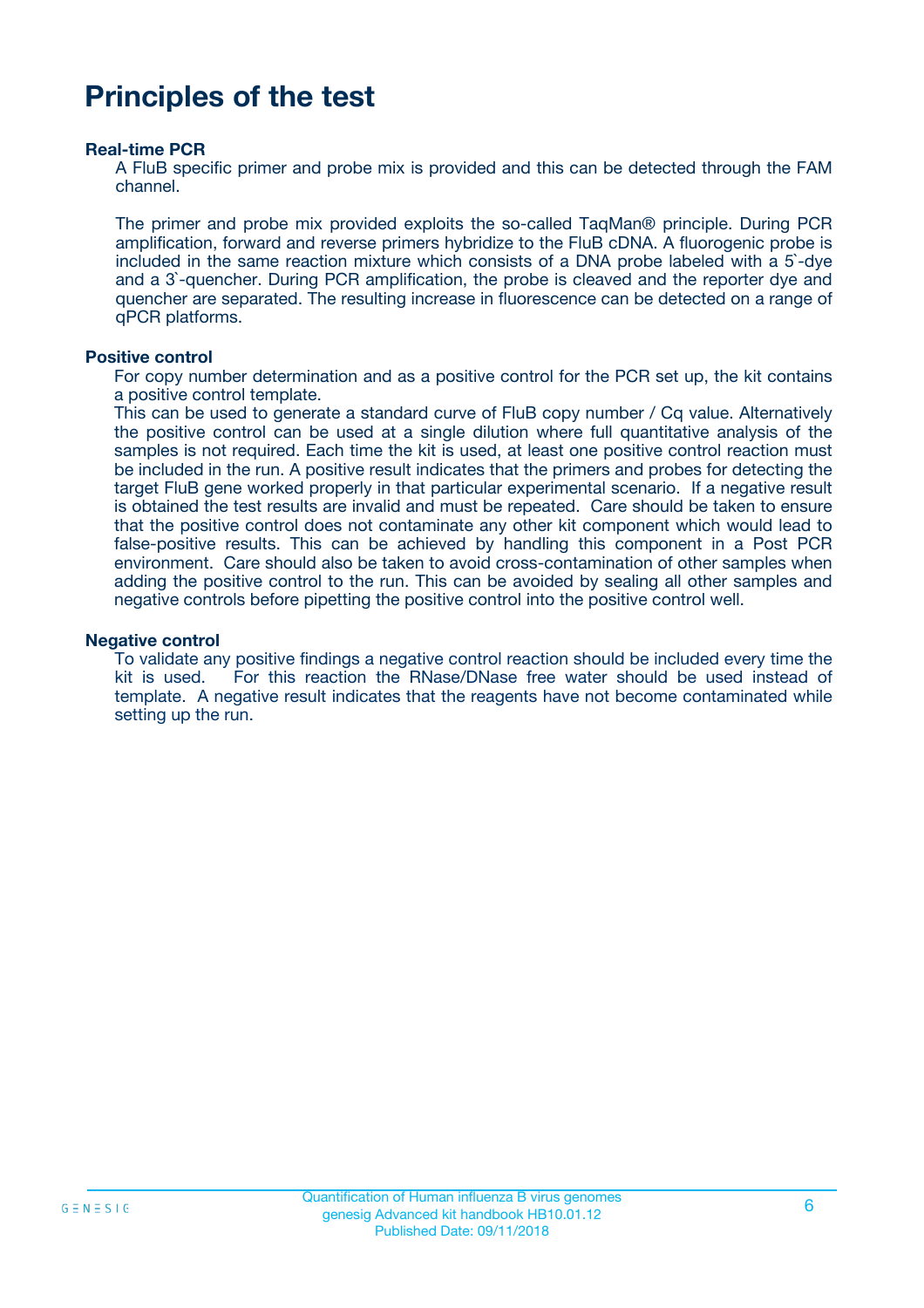# Principles of the test

### Real-time PCR

A FluB specific primer and probe mix is provided and this can be detected through the FAM channel.

The primer and probe mix provided exploits the so-called TaqMan® principle. During PCR amplification, forward and reverse primers hybridize to the FluB cDNA. A fluorogenic probe is included in the same reaction mixture which consists of a DNA probe labeled with a 5`-dye and a 3`-quencher. During PCR amplification, the probe is cleaved and the reporter dye and quencher are separated. The resulting increase in fluorescence can be detected on a range of qPCR platforms.

### Positive control

For copy number determination and as a positive control for the PCR set up, the kit contains a positive control template.
This can be used to generate a standard curve of FluB copy number / Cq value. Alternatively the positive control can be used at a single dilution where full quantitative analysis of the samples is not required. Each time the kit is used, at least one positive control reaction must be included in the run. A positive result indicates that the primers and probes for detecting the target FluB gene worked properly in that particular experimental scenario. If a negative result is obtained the test results are invalid and must be repeated. Care should be taken to ensure that the positive control does not contaminate any other kit component which would lead to false-positive results. This can be achieved by handling this component in a Post PCR environment. Care should also be taken to avoid cross-contamination of other samples when adding the positive control to the run. This can be avoided by sealing all other samples and negative controls before pipetting the positive control into the positive control well.

### Negative control

To validate any positive findings a negative control reaction should be included every time the kit is used. For this reaction the RNase/DNase free water should be used instead of template. A negative result indicates that the reagents have not become contaminated while setting up the run.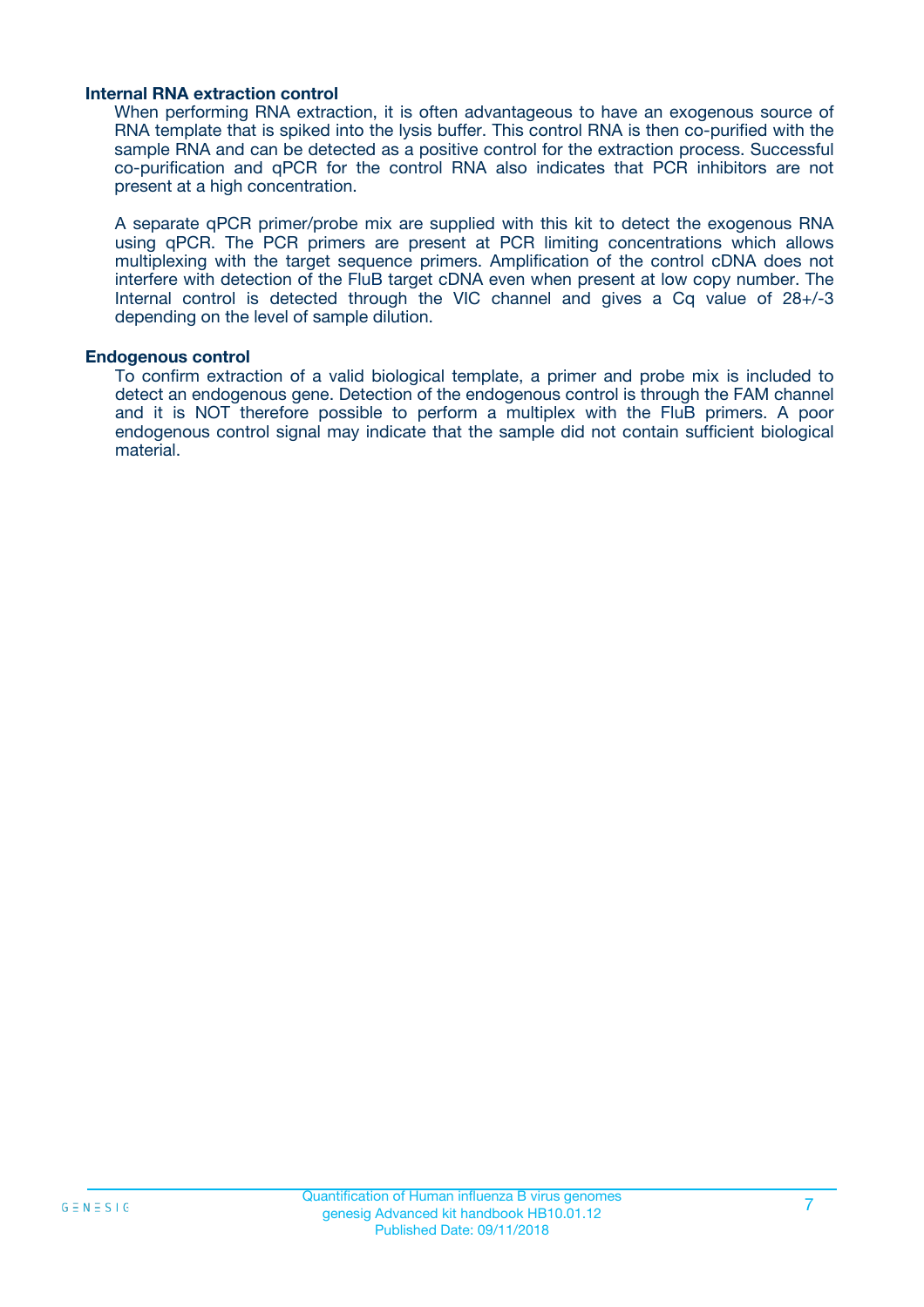### Internal RNA extraction control

When performing RNA extraction, it is often advantageous to have an exogenous source of RNA template that is spiked into the lysis buffer. This control RNA is then co-purified with the sample RNA and can be detected as a positive control for the extraction process. Successful co-purification and qPCR for the control RNA also indicates that PCR inhibitors are not present at a high concentration.

A separate qPCR primer/probe mix are supplied with this kit to detect the exogenous RNA using qPCR. The PCR primers are present at PCR limiting concentrations which allows multiplexing with the target sequence primers. Amplification of the control cDNA does not interfere with detection of the FluB target cDNA even when present at low copy number. The Internal control is detected through the VIC channel and gives a Cq value of 28+/-3 depending on the level of sample dilution.

### Endogenous control

To confirm extraction of a valid biological template, a primer and probe mix is included to detect an endogenous gene. Detection of the endogenous control is through the FAM channel and it is NOT therefore possible to perform a multiplex with the FluB primers. A poor endogenous control signal may indicate that the sample did not contain sufficient biological material.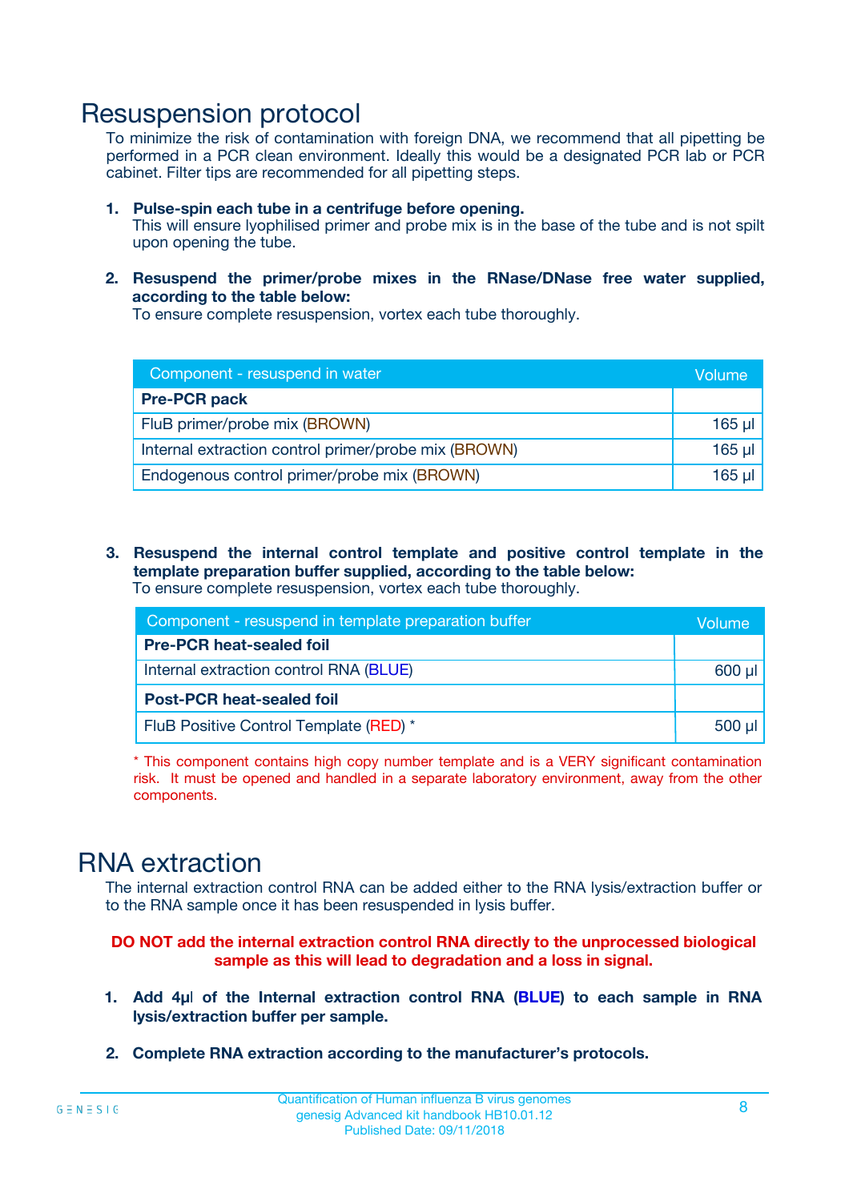# Resuspension protocol

To minimize the risk of contamination with foreign DNA, we recommend that all pipetting be performed in a PCR clean environment. Ideally this would be a designated PCR lab or PCR cabinet. Filter tips are recommended for all pipetting steps.

1. **Pulse-spin each tube in a centrifuge before opening.**
   This will ensure lyophilised primer and probe mix is in the base of the tube and is not spilt upon opening the tube.

2. **Resuspend the primer/probe mixes in the RNase/DNase free water supplied, according to the table below:**
   To ensure complete resuspension, vortex each tube thoroughly.

| Component - resuspend in water | Volume |
|---|---|
| **Pre-PCR pack** | |
| FluB primer/probe mix (BROWN) | 165 µl |
| Internal extraction control primer/probe mix (BROWN) | 165 µl |
| Endogenous control primer/probe mix (BROWN) | 165 µl |

3. **Resuspend the internal control template and positive control template in the template preparation buffer supplied, according to the table below:**
   To ensure complete resuspension, vortex each tube thoroughly.

| Component - resuspend in template preparation buffer | Volume |
|---|---|
| **Pre-PCR heat-sealed foil** | |
| Internal extraction control RNA (BLUE) | 600 µl |
| **Post-PCR heat-sealed foil** | |
| FluB Positive Control Template (RED) * | 500 µl |

* This component contains high copy number template and is a VERY significant contamination risk. It must be opened and handled in a separate laboratory environment, away from the other components.

# RNA extraction

The internal extraction control RNA can be added either to the RNA lysis/extraction buffer or to the RNA sample once it has been resuspended in lysis buffer.

**DO NOT add the internal extraction control RNA directly to the unprocessed biological sample as this will lead to degradation and a loss in signal.**

1. **Add 4µl of the Internal extraction control RNA (BLUE) to each sample in RNA lysis/extraction buffer per sample.**

2. **Complete RNA extraction according to the manufacturer's protocols.**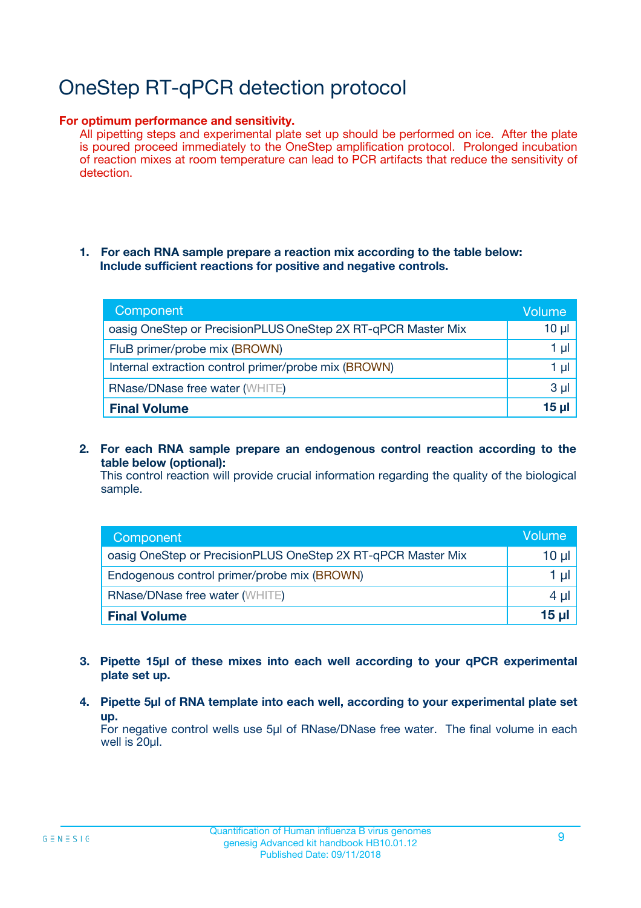# OneStep RT-qPCR detection protocol

**For optimum performance and sensitivity.**

All pipetting steps and experimental plate set up should be performed on ice. After the plate is poured proceed immediately to the OneStep amplification protocol. Prolonged incubation of reaction mixes at room temperature can lead to PCR artifacts that reduce the sensitivity of detection.

1. **For each RNA sample prepare a reaction mix according to the table below: Include sufficient reactions for positive and negative controls.**

| Component | Volume |
|---|---|
| oasig OneStep or PrecisionPLUS OneStep 2X RT-qPCR Master Mix | 10 µl |
| FluB primer/probe mix (BROWN) | 1 µl |
| Internal extraction control primer/probe mix (BROWN) | 1 µl |
| RNase/DNase free water (WHITE) | 3 µl |
| **Final Volume** | **15 µl** |

2. **For each RNA sample prepare an endogenous control reaction according to the table below (optional):**
   This control reaction will provide crucial information regarding the quality of the biological sample.

| Component | Volume |
|---|---|
| oasig OneStep or PrecisionPLUS OneStep 2X RT-qPCR Master Mix | 10 µl |
| Endogenous control primer/probe mix (BROWN) | 1 µl |
| RNase/DNase free water (WHITE) | 4 µl |
| **Final Volume** | **15 µl** |

3. **Pipette 15µl of these mixes into each well according to your qPCR experimental plate set up.**

4. **Pipette 5µl of RNA template into each well, according to your experimental plate set up.**
   For negative control wells use 5µl of RNase/DNase free water. The final volume in each well is 20µl.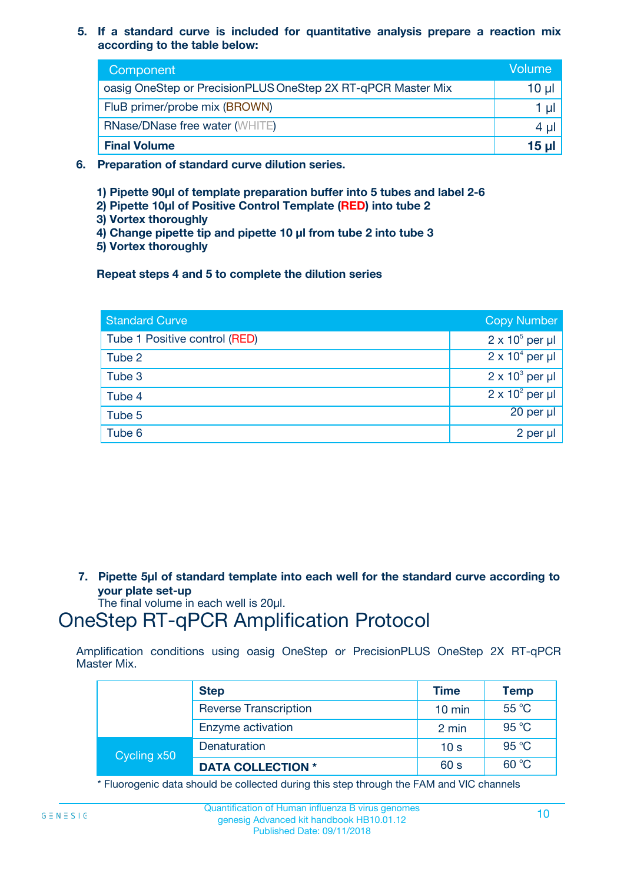5. **If a standard curve is included for quantitative analysis prepare a reaction mix according to the table below:**

| Component | Volume |
|---|---|
| oasig OneStep or PrecisionPLUS OneStep 2X RT-qPCR Master Mix | 10 µl |
| FluB primer/probe mix (BROWN) | 1 µl |
| RNase/DNase free water (WHITE) | 4 µl |
| **Final Volume** | **15 µl** |

6. **Preparation of standard curve dilution series.**

   **1) Pipette 90µl of template preparation buffer into 5 tubes and label 2-6**
   **2) Pipette 10µl of Positive Control Template (RED) into tube 2**
   **3) Vortex thoroughly**
   **4) Change pipette tip and pipette 10 µl from tube 2 into tube 3**
   **5) Vortex thoroughly**

   **Repeat steps 4 and 5 to complete the dilution series**

| Standard Curve | Copy Number |
|---|---|
| Tube 1 Positive control (RED) | $2 \times 10^5$ per µl |
| Tube 2 | $2 \times 10^4$ per µl |
| Tube 3 | $2 \times 10^3$ per µl |
| Tube 4 | $2 \times 10^2$ per µl |
| Tube 5 | 20 per µl |
| Tube 6 | 2 per µl |

7. **Pipette 5µl of standard template into each well for the standard curve according to your plate set-up**
   The final volume in each well is 20µl.

# OneStep RT-qPCR Amplification Protocol

Amplification conditions using oasig OneStep or PrecisionPLUS OneStep 2X RT-qPCR Master Mix.

| | Step | Time | Temp |
|---|---|---|---|
| | Reverse Transcription | 10 min | 55 °C |
| | Enzyme activation | 2 min | 95 °C |
| Cycling x50 | Denaturation | 10 s | 95 °C |
| | **DATA COLLECTION \*** | 60 s | 60 °C |

\* Fluorogenic data should be collected during this step through the FAM and VIC channels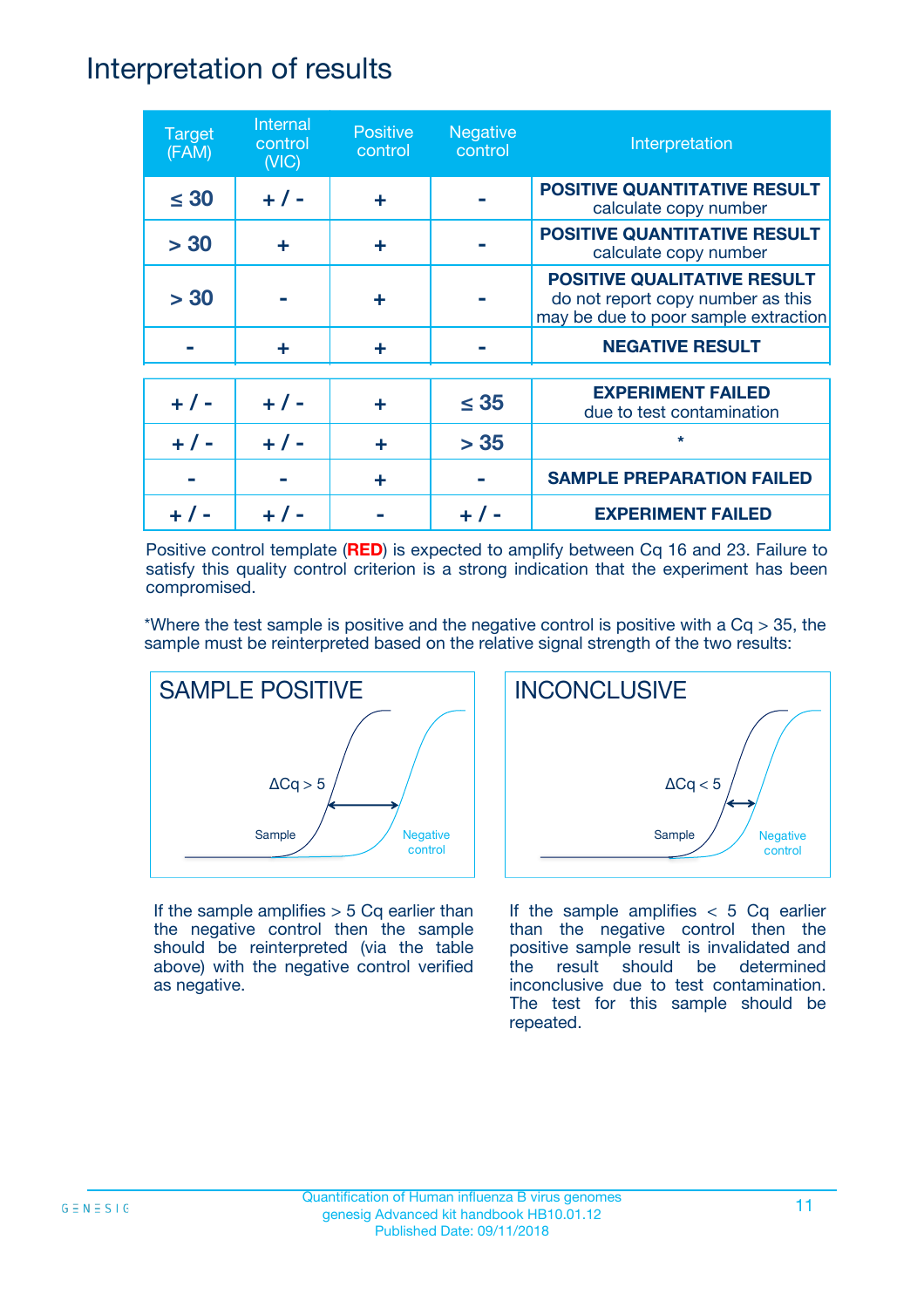# Interpretation of results

| Target (FAM) | Internal control (VIC) | Positive control | Negative control | Interpretation |
|---|---|---|---|---|
| ≤ 30 | + / - | + | - | **POSITIVE QUANTITATIVE RESULT** calculate copy number |
| > 30 | + | + | - | **POSITIVE QUANTITATIVE RESULT** calculate copy number |
| > 30 | - | + | - | **POSITIVE QUALITATIVE RESULT** do not report copy number as this may be due to poor sample extraction |
| - | + | + | - | **NEGATIVE RESULT** |
| + / - | + / - | + | ≤ 35 | **EXPERIMENT FAILED** due to test contamination |
| + / - | + / - | + | > 35 | * |
| - | - | + | - | **SAMPLE PREPARATION FAILED** |
| + / - | + / - | - | + / - | **EXPERIMENT FAILED** |

Positive control template (**RED**) is expected to amplify between Cq 16 and 23. Failure to satisfy this quality control criterion is a strong indication that the experiment has been compromised.

*Where the test sample is positive and the negative control is positive with a Cq > 35, the sample must be reinterpreted based on the relative signal strength of the two results:

**SAMPLE POSITIVE** (ΔCq > 5)

If the sample amplifies > 5 Cq earlier than the negative control then the sample should be reinterpreted (via the table above) with the negative control verified as negative.

**INCONCLUSIVE** (ΔCq < 5)

If the sample amplifies < 5 Cq earlier than the negative control then the positive sample result is invalidated and the result should be determined inconclusive due to test contamination. The test for this sample should be repeated.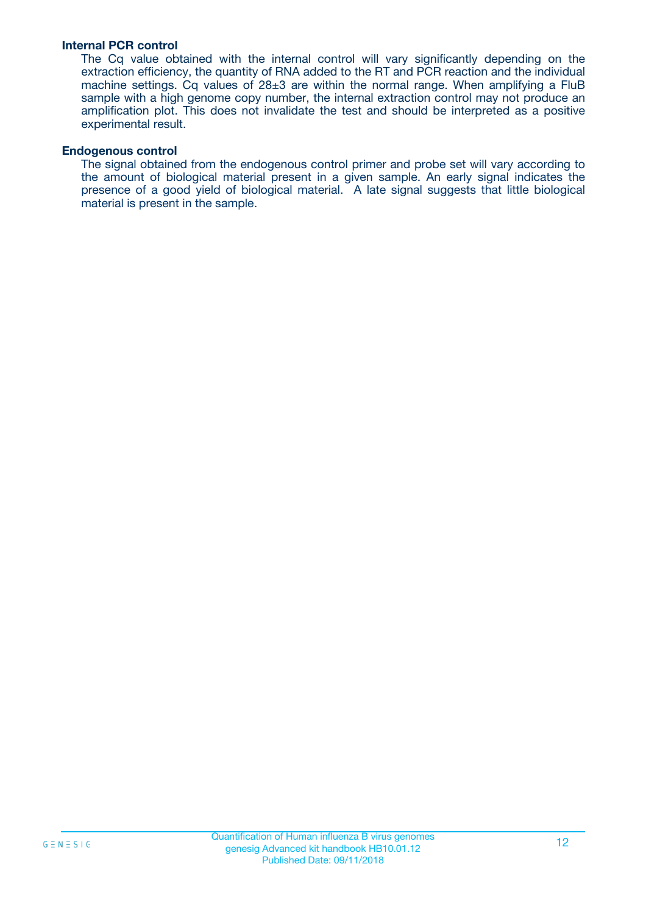### Internal PCR control

The Cq value obtained with the internal control will vary significantly depending on the extraction efficiency, the quantity of RNA added to the RT and PCR reaction and the individual machine settings. Cq values of 28±3 are within the normal range. When amplifying a FluB sample with a high genome copy number, the internal extraction control may not produce an amplification plot. This does not invalidate the test and should be interpreted as a positive experimental result.

### Endogenous control

The signal obtained from the endogenous control primer and probe set will vary according to the amount of biological material present in a given sample. An early signal indicates the presence of a good yield of biological material. A late signal suggests that little biological material is present in the sample.